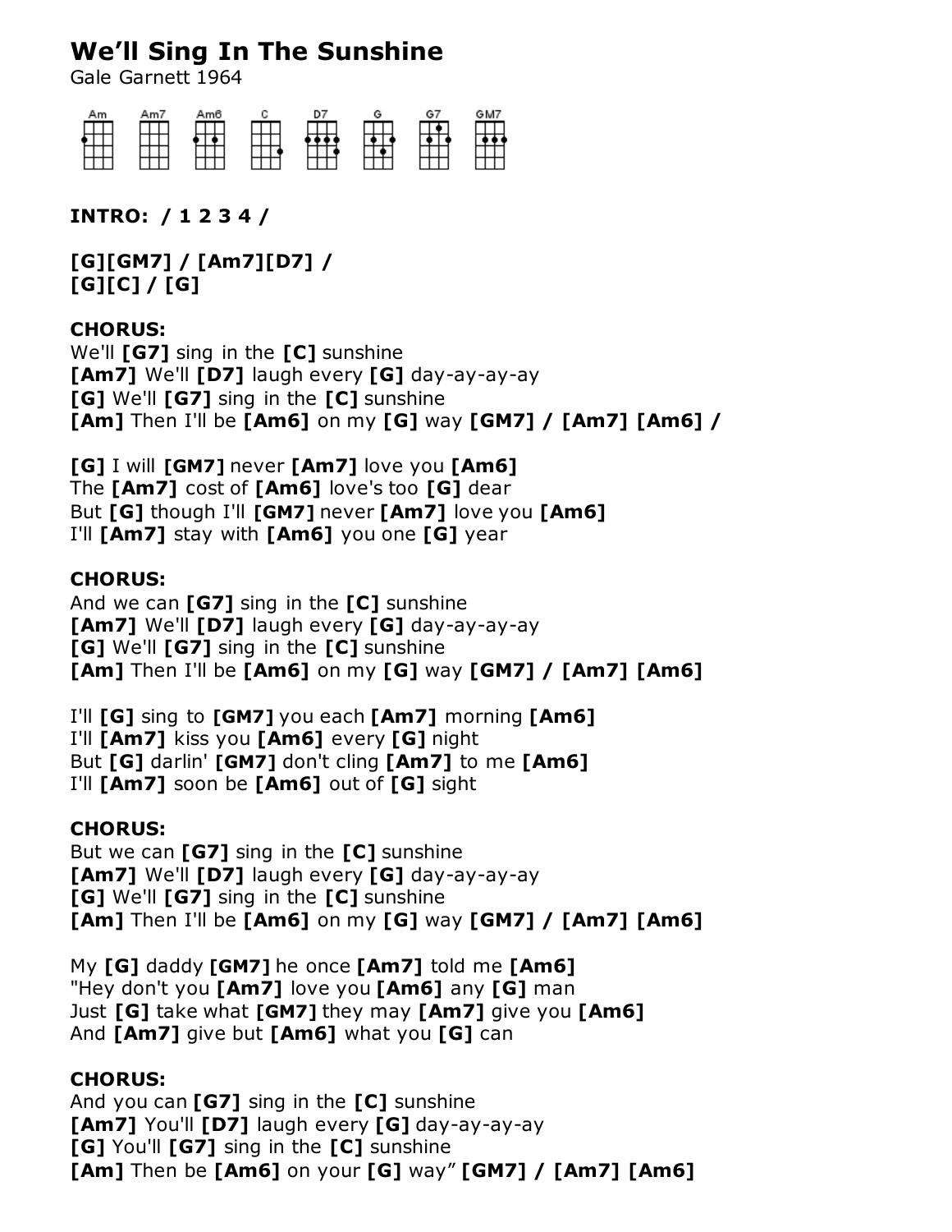# We'll Sing In The Sunshine

Gale Garnett 1964

Am Am7 Am6 C D7 G G7 GM7

**INTRO: / 1 2 3 4 /**

**[G][GM7] / [Am7][D7] /**
**[G][C] / [G]**

**CHORUS:**
We'll **[G7]** sing in the **[C]** sunshine
**[Am7]** We'll **[D7]** laugh every **[G]** day-ay-ay-ay
**[G]** We'll **[G7]** sing in the **[C]** sunshine
**[Am]** Then I'll be **[Am6]** on my **[G]** way **[GM7] / [Am7] [Am6] /**

**[G]** I will **[GM7]** never **[Am7]** love you **[Am6]**
The **[Am7]** cost of **[Am6]** love's too **[G]** dear
But **[G]** though I'll **[GM7]** never **[Am7]** love you **[Am6]**
I'll **[Am7]** stay with **[Am6]** you one **[G]** year

**CHORUS:**
And we can **[G7]** sing in the **[C]** sunshine
**[Am7]** We'll **[D7]** laugh every **[G]** day-ay-ay-ay
**[G]** We'll **[G7]** sing in the **[C]** sunshine
**[Am]** Then I'll be **[Am6]** on my **[G]** way **[GM7] / [Am7] [Am6]**

I'll **[G]** sing to **[GM7]** you each **[Am7]** morning **[Am6]**
I'll **[Am7]** kiss you **[Am6]** every **[G]** night
But **[G]** darlin' **[GM7]** don't cling **[Am7]** to me **[Am6]**
I'll **[Am7]** soon be **[Am6]** out of **[G]** sight

**CHORUS:**
But we can **[G7]** sing in the **[C]** sunshine
**[Am7]** We'll **[D7]** laugh every **[G]** day-ay-ay-ay
**[G]** We'll **[G7]** sing in the **[C]** sunshine
**[Am]** Then I'll be **[Am6]** on my **[G]** way **[GM7] / [Am7] [Am6]**

My **[G]** daddy **[GM7]** he once **[Am7]** told me **[Am6]**
"Hey don't you **[Am7]** love you **[Am6]** any **[G]** man
Just **[G]** take what **[GM7]** they may **[Am7]** give you **[Am6]**
And **[Am7]** give but **[Am6]** what you **[G]** can

**CHORUS:**
And you can **[G7]** sing in the **[C]** sunshine
**[Am7]** You'll **[D7]** laugh every **[G]** day-ay-ay-ay
**[G]** You'll **[G7]** sing in the **[C]** sunshine
**[Am]** Then be **[Am6]** on your **[G]** way" **[GM7] / [Am7] [Am6]**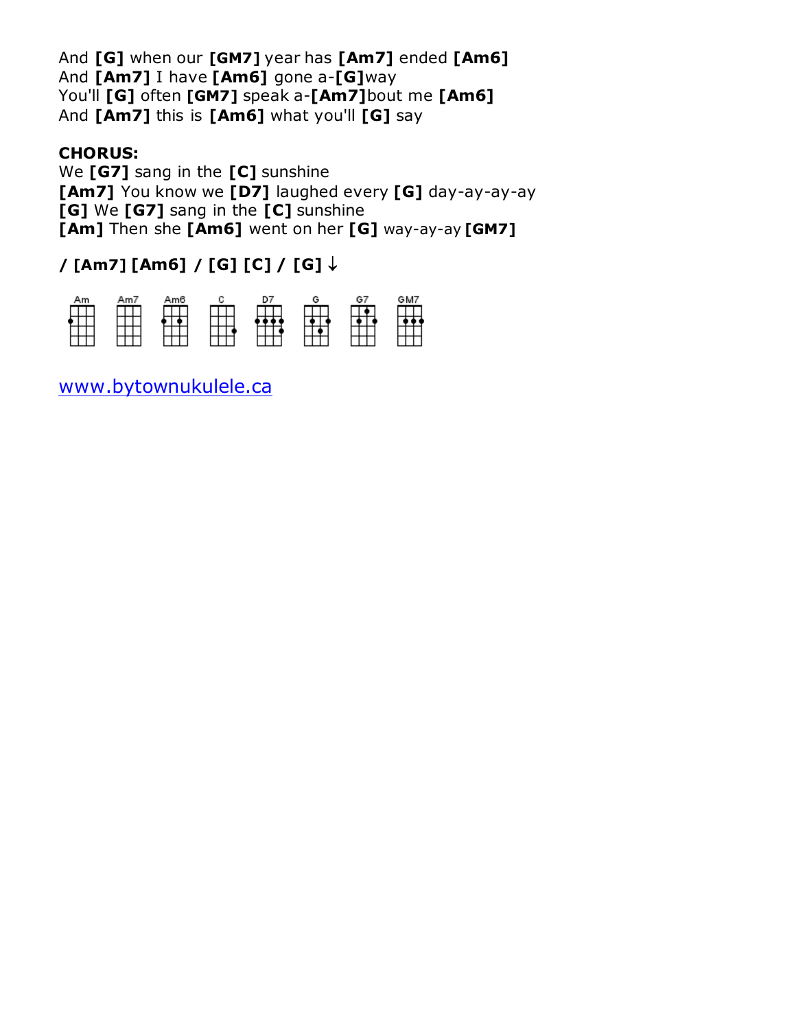And **[G]** when our **[GM7]** year has **[Am7]** ended **[Am6]**
And **[Am7]** I have **[Am6]** gone a-**[G]**way
You'll **[G]** often **[GM7]** speak a-**[Am7]**bout me **[Am6]**
And **[Am7]** this is **[Am6]** what you'll **[G]** say

**CHORUS:**
We **[G7]** sang in the **[C]** sunshine
**[Am7]** You know we **[D7]** laughed every **[G]** day-ay-ay-ay
**[G]** We **[G7]** sang in the **[C]** sunshine
**[Am]** Then she **[Am6]** went on her **[G]** way-ay-ay **[GM7]**

**/ [Am7] [Am6] / [G] [C] / [G] ↓**

Am Am7 Am6 C D7 G G7 GM7

www.bytownukulele.ca